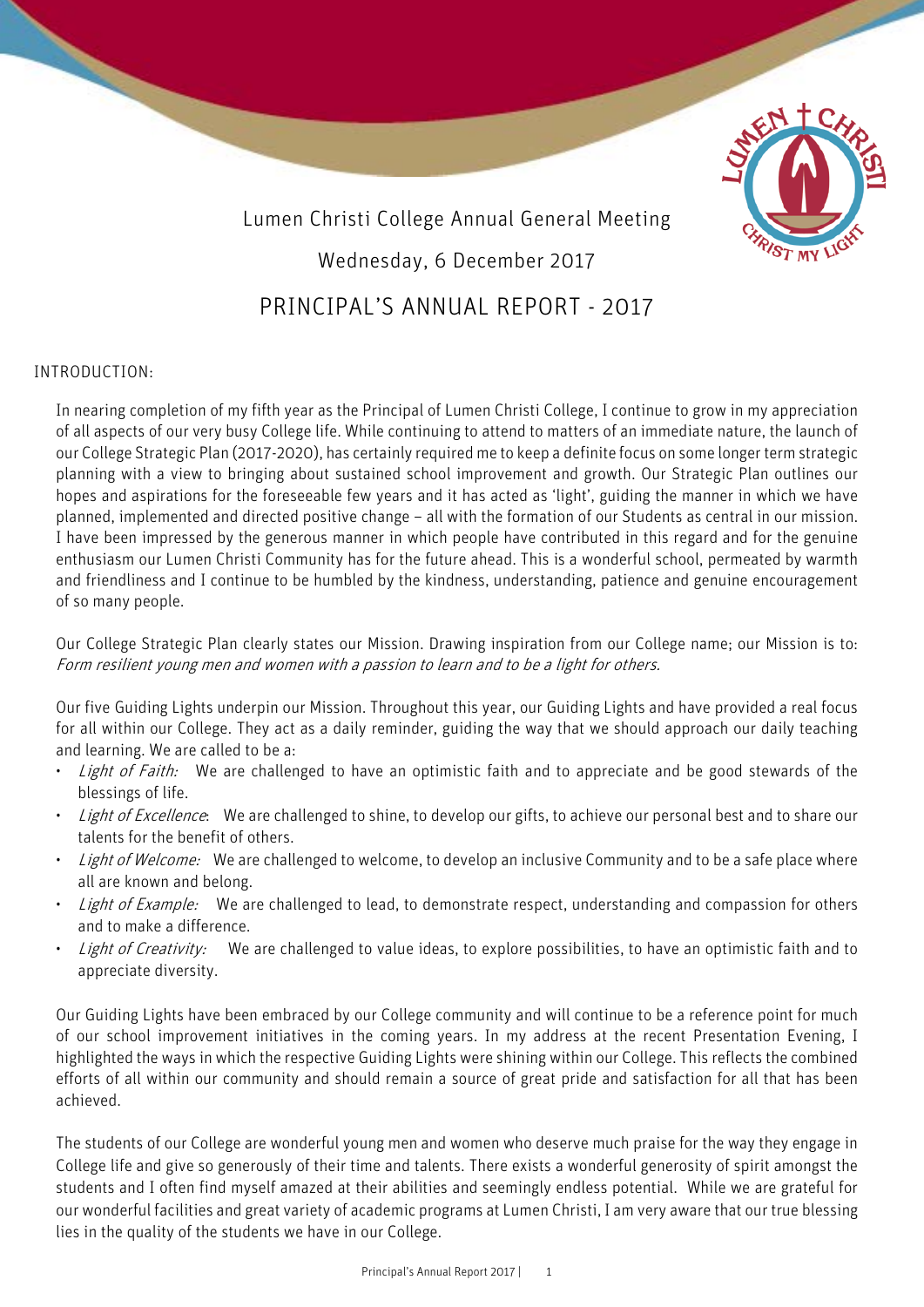Lumen Christi College Annual General Meeting

Wednesday, 6 December 2017

# PRINCIPAL'S ANNUAL REPORT - 2017

## INTRODUCTION:

In nearing completion of my fifth year as the Principal of Lumen Christi College, I continue to grow in my appreciation of all aspects of our very busy College life. While continuing to attend to matters of an immediate nature, the launch of our College Strategic Plan (2017-2020), has certainly required me to keep a definite focus on some longer term strategic planning with a view to bringing about sustained school improvement and growth. Our Strategic Plan outlines our hopes and aspirations for the foreseeable few years and it has acted as 'light', guiding the manner in which we have planned, implemented and directed positive change – all with the formation of our Students as central in our mission. I have been impressed by the generous manner in which people have contributed in this regard and for the genuine enthusiasm our Lumen Christi Community has for the future ahead. This is a wonderful school, permeated by warmth and friendliness and I continue to be humbled by the kindness, understanding, patience and genuine encouragement of so many people.

Our College Strategic Plan clearly states our Mission. Drawing inspiration from our College name; our Mission is to: *Form resilient young men and women with a passion to learn and to be a light for others.*

Our five Guiding Lights underpin our Mission. Throughout this year, our Guiding Lights and have provided a real focus for all within our College. They act as a daily reminder, guiding the way that we should approach our daily teaching and learning. We are called to be a:

- *Light of Faith:* We are challenged to have an optimistic faith and to appreciate and be good stewards of the blessings of life.
- *Light of Excellence*: We are challenged to shine, to develop our gifts, to achieve our personal best and to share our talents for the benefit of others.
- *Light of Welcome:* We are challenged to welcome, to develop an inclusive Community and to be a safe place where all are known and belong.
- *Light of Example:* We are challenged to lead, to demonstrate respect, understanding and compassion for others and to make a difference.
- *Light of Creativity:* We are challenged to value ideas, to explore possibilities, to have an optimistic faith and to appreciate diversity.

Our Guiding Lights have been embraced by our College community and will continue to be a reference point for much of our school improvement initiatives in the coming years. In my address at the recent Presentation Evening, I highlighted the ways in which the respective Guiding Lights were shining within our College. This reflects the combined efforts of all within our community and should remain a source of great pride and satisfaction for all that has been achieved.

The students of our College are wonderful young men and women who deserve much praise for the way they engage in College life and give so generously of their time and talents. There exists a wonderful generosity of spirit amongst the students and I often find myself amazed at their abilities and seemingly endless potential. While we are grateful for our wonderful facilities and great variety of academic programs at Lumen Christi, I am very aware that our true blessing lies in the quality of the students we have in our College.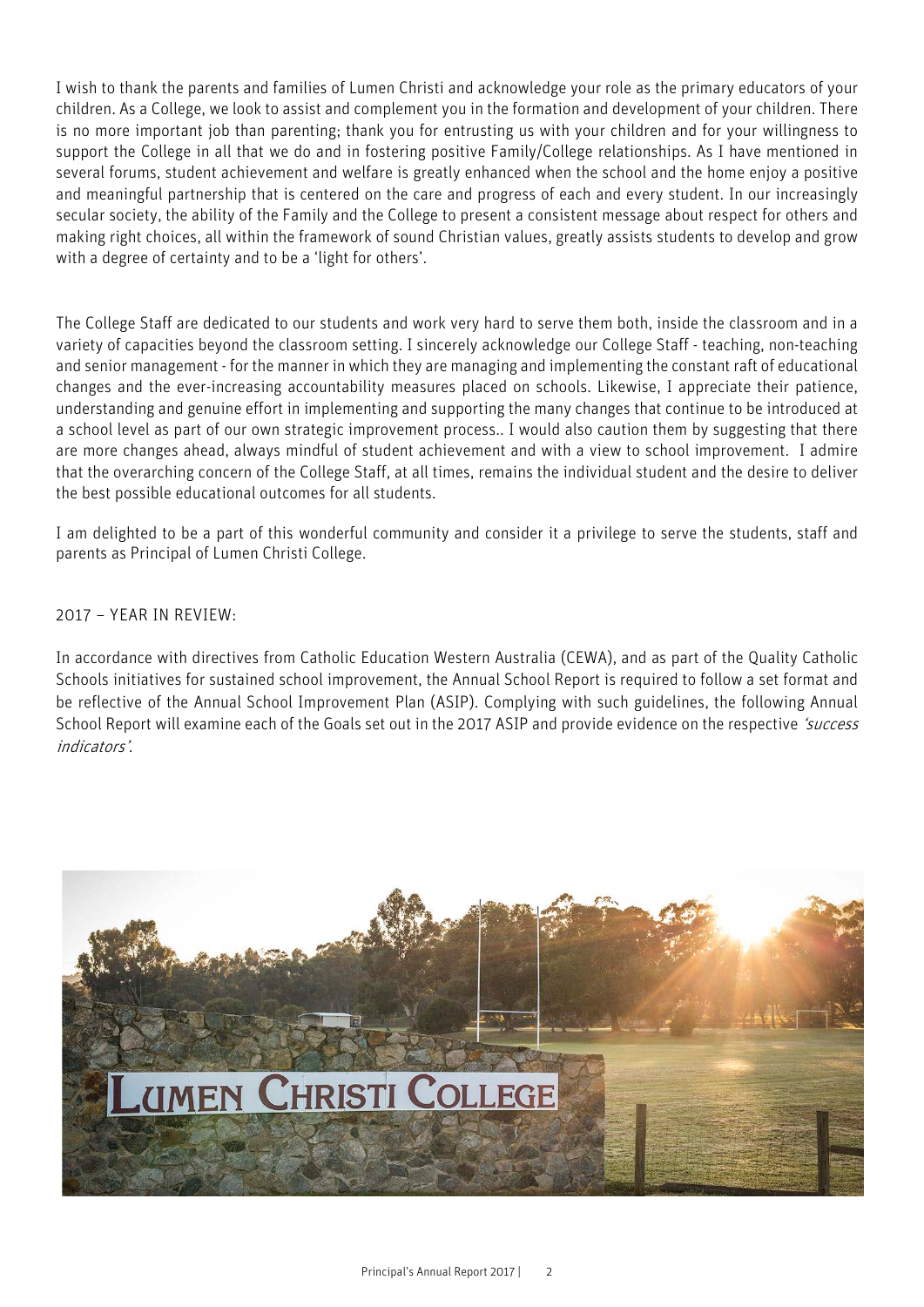I wish to thank the parents and families of Lumen Christi and acknowledge your role as the primary educators of your children. As a College, we look to assist and complement you in the formation and development of your children. There is no more important job than parenting; thank you for entrusting us with your children and for your willingness to support the College in all that we do and in fostering positive Family/College relationships. As I have mentioned in several forums, student achievement and welfare is greatly enhanced when the school and the home enjoy a positive and meaningful partnership that is centered on the care and progress of each and every student. In our increasingly secular society, the ability of the Family and the College to present a consistent message about respect for others and making right choices, all within the framework of sound Christian values, greatly assists students to develop and grow with a degree of certainty and to be a 'light for others'.

The College Staff are dedicated to our students and work very hard to serve them both, inside the classroom and in a variety of capacities beyond the classroom setting. I sincerely acknowledge our College Staff - teaching, non-teaching and senior management - for the manner in which they are managing and implementing the constant raft of educational changes and the ever-increasing accountability measures placed on schools. Likewise, I appreciate their patience, understanding and genuine effort in implementing and supporting the many changes that continue to be introduced at a school level as part of our own strategic improvement process.. I would also caution them by suggesting that there are more changes ahead, always mindful of student achievement and with a view to school improvement. I admire that the overarching concern of the College Staff, at all times, remains the individual student and the desire to deliver the best possible educational outcomes for all students.

I am delighted to be a part of this wonderful community and consider it a privilege to serve the students, staff and parents as Principal of Lumen Christi College.

2017 – YEAR IN REVIEW:

In accordance with directives from Catholic Education Western Australia (CEWA), and as part of the Quality Catholic Schools initiatives for sustained school improvement, the Annual School Report is required to follow a set format and be reflective of the Annual School Improvement Plan (ASIP). Complying with such guidelines, the following Annual School Report will examine each of the Goals set out in the 2017 ASIP and provide evidence on the respective *'success indicators'*.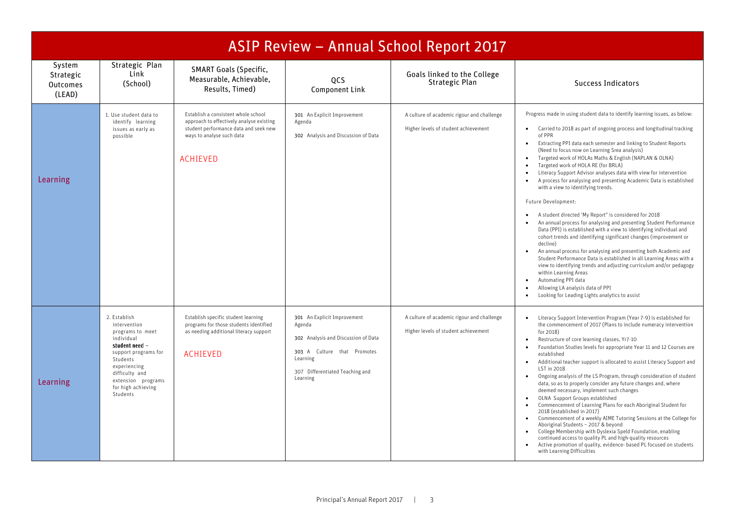# ASIP Review – Annual School Report 2017

| System Strategic Outcomes (LEAD) | Strategic Plan Link (School) | SMART Goals (Specific, Measurable, Achievable, Results, Timed) | QCS Component Link | Goals linked to the College Strategic Plan | Success Indicators |
| --- | --- | --- | --- | --- | --- |
| Learning | 1. Use student data to identify learning issues as early as possible | Establish a consistent whole school approach to effectively analyse existing student performance data and seek new ways to analyse such data<br><br>ACHIEVED | 301 An Explicit Improvement Agenda<br><br>302 Analysis and Discussion of Data | A culture of academic rigour and challenge<br><br>Higher levels of student achievement | Progress made in using student data to identify learning issues, as below:<br>• Carried to 2018 as part of ongoing process and longitudinal tracking of PPR<br>• Extracting PPI data each semester and linking to Student Reports (Need to focus now on Learning Srea analysis)<br>• Targeted work of HOLAs Maths & English (NAPLAN & OLNA)<br>• Targeted work of HOLA RE (for BRLA)<br>• Literacy Support Advisor analyses data with view for intervention<br>• A process for analysing and presenting Academic Data is established with a view to identifying trends.<br><br>Future Development:<br>• A student directed 'My Report" is considered for 2018<br>• An annual process for analysing and presenting Student Performance Data (PPI) is established with a view to identifying individual and cohort trends and identifying significant changes (improvement or decline)<br>• An annual process for analysing and presenting both Academic and Student Performance Data is established in all Learning Areas with a view to identifying trends and adjusting curriculum and/or pedagogy within Learning Areas<br>• Automating PPI data<br>• Allowing LA analysis data of PPI<br>• Looking for Leading Lights analytics to assist |
| Learning | 2. Establish intervention programs to meet individual **student need** – support programs for Students experiencing difficulty and extension programs for high achieving Students | Establish specific student learning programs for those students identified as needing additional literacy support<br><br>ACHIEVED | 301 An Explicit Improvement Agenda<br><br>302 Analysis and Discussion of Data<br><br>303 A Culture that Promotes Learning<br><br>307 Differentiated Teaching and Learning | A culture of academic rigour and challenge<br><br>Higher levels of student achievement | • Literacy Support Intervention Program (Year 7-9) is established for the commencement of 2017 (Plans to include numeracy intervention for 2018)<br>• Restructure of core learning classes, Yr7-10<br>• Foundation Studies levels for appropriate Year 11 and 12 Courses are established<br>• Additional teacher support is allocated to assist Literacy Support and LST in 2018<br>• Ongoing analysis of the LS Program, through consideration of student data, so as to properly consider any future changes and, where deemed necessary, implement such changes<br>• OLNA Support Groups established<br>• Commencement of Learning Plans for each Aboriginal Student for 2018 (established in 2017)<br>• Commencement of a weekly AIME Tutoring Sessions at the College for Aboriginal Students – 2017 & beyond<br>• College Membership with Dyslexia Speld Foundation, enabling continued access to quality PL and high-quality resources<br>• Active promotion of quality, evidence- based PL focused on students with Learning Difficulties |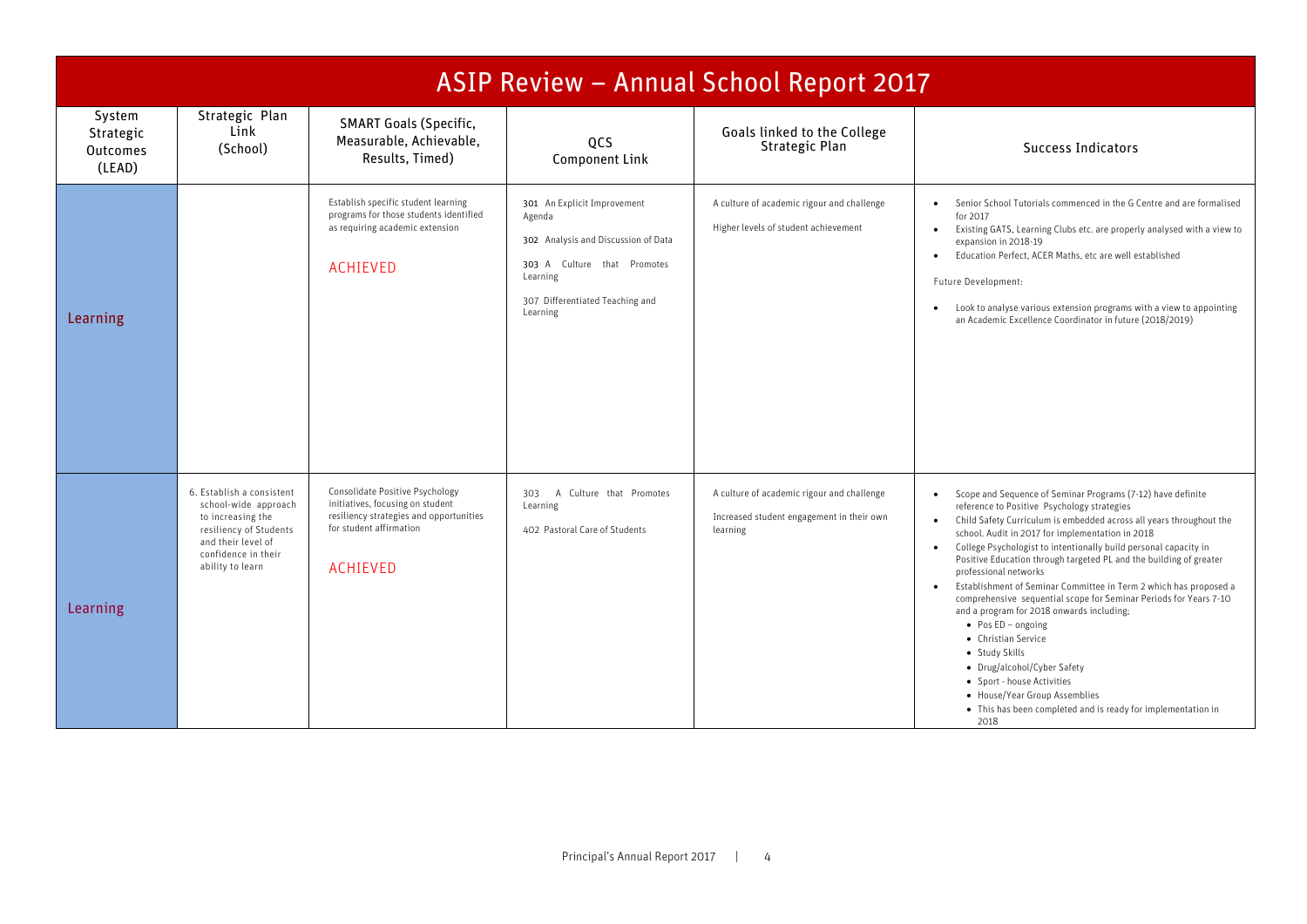# ASIP Review – Annual School Report 2017

| System Strategic Outcomes (LEAD) | Strategic Plan Link (School) | SMART Goals (Specific, Measurable, Achievable, Results, Timed) | QCS Component Link | Goals linked to the College Strategic Plan | Success Indicators |
|---|---|---|---|---|---|
| Learning | | Establish specific student learning programs for those students identified as requiring academic extension<br><br>ACHIEVED | 301 An Explicit Improvement Agenda<br><br>302 Analysis and Discussion of Data<br><br>303 A Culture that Promotes Learning<br><br>307 Differentiated Teaching and Learning | A culture of academic rigour and challenge<br><br>Higher levels of student achievement | • Senior School Tutorials commenced in the G Centre and are formalised for 2017<br>• Existing GATS, Learning Clubs etc. are properly analysed with a view to expansion in 2018-19<br>• Education Perfect, ACER Maths, etc are well established<br><br>Future Development:<br><br>• Look to analyse various extension programs with a view to appointing an Academic Excellence Coordinator in future (2018/2019) |
| Learning | 6. Establish a consistent school-wide approach to increasing the resiliency of Students and their level of confidence in their ability to learn | Consolidate Positive Psychology initiatives, focusing on student resiliency strategies and opportunities for student affirmation<br><br>ACHIEVED | 303 A Culture that Promotes Learning<br><br>402 Pastoral Care of Students | A culture of academic rigour and challenge<br><br>Increased student engagement in their own learning | • Scope and Sequence of Seminar Programs (7-12) have definite reference to Positive Psychology strategies<br>• Child Safety Curriculum is embedded across all years throughout the school. Audit in 2017 for implementation in 2018<br>• College Psychologist to intentionally build personal capacity in Positive Education through targeted PL and the building of greater professional networks<br>• Establishment of Seminar Committee in Term 2 which has proposed a comprehensive sequential scope for Seminar Periods for Years 7-10 and a program for 2018 onwards including;<br>  ◦ Pos ED – ongoing<br>  ◦ Christian Service<br>  ◦ Study Skills<br>  ◦ Drug/alcohol/Cyber Safety<br>  ◦ Sport - house Activities<br>  ◦ House/Year Group Assemblies<br>  ◦ This has been completed and is ready for implementation in 2018 |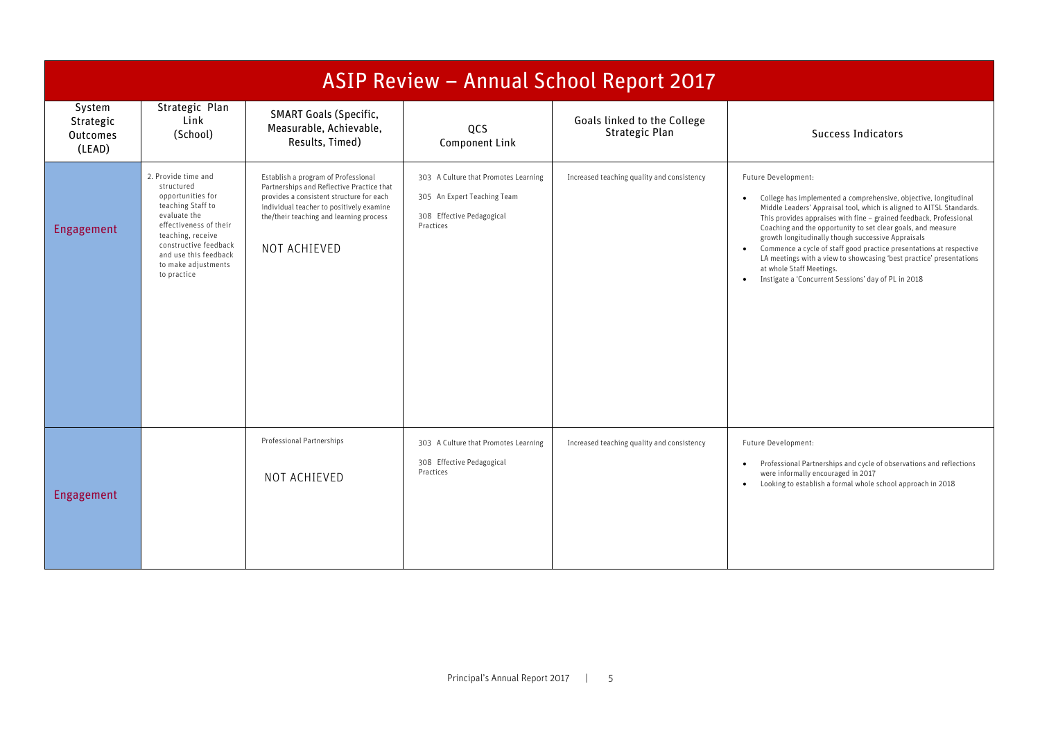# ASIP Review – Annual School Report 2017

| System Strategic Outcomes (LEAD) | Strategic Plan Link (School) | SMART Goals (Specific, Measurable, Achievable, Results, Timed) | QCS Component Link | Goals linked to the College Strategic Plan | Success Indicators |
|---|---|---|---|---|---|
| Engagement | 2. Provide time and structured opportunities for teaching Staff to evaluate the effectiveness of their teaching, receive constructive feedback and use this feedback to make adjustments to practice | Establish a program of Professional Partnerships and Reflective Practice that provides a consistent structure for each individual teacher to positively examine the/their teaching and learning process<br><br>NOT ACHIEVED | 303 A Culture that Promotes Learning<br><br>305 An Expert Teaching Team<br><br>308 Effective Pedagogical Practices | Increased teaching quality and consistency | Future Development:<br><br>• College has implemented a comprehensive, objective, longitudinal Middle Leaders' Appraisal tool, which is aligned to AITSL Standards. This provides appraises with fine – grained feedback, Professional Coaching and the opportunity to set clear goals, and measure growth longitudinally though successive Appraisals<br>• Commence a cycle of staff good practice presentations at respective LA meetings with a view to showcasing 'best practice' presentations at whole Staff Meetings.<br>• Instigate a 'Concurrent Sessions' day of PL in 2018 |
| Engagement | | Professional Partnerships<br><br>NOT ACHIEVED | 303 A Culture that Promotes Learning<br><br>308 Effective Pedagogical Practices | Increased teaching quality and consistency | Future Development:<br><br>• Professional Partnerships and cycle of observations and reflections were informally encouraged in 2017<br>• Looking to establish a formal whole school approach in 2018 |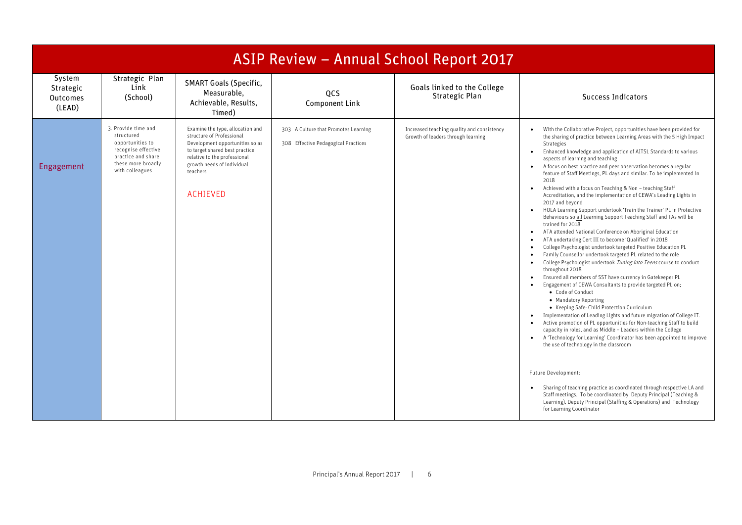# ASIP Review – Annual School Report 2017

| System Strategic Outcomes (LEAD) | Strategic Plan Link (School) | SMART Goals (Specific, Measurable, Achievable, Results, Timed) | QCS Component Link | Goals linked to the College Strategic Plan | Success Indicators |
|---|---|---|---|---|---|
| Engagement | 3. Provide time and structured opportunities to recognise effective practice and share these more broadly with colleagues | Examine the type, allocation and structure of Professional Development opportunities so as to target shared best practice relative to the professional growth needs of individual teachers<br><br>ACHIEVED | 303 A Culture that Promotes Learning<br><br>308 Effective Pedagogical Practices | Increased teaching quality and consistency<br>Growth of leaders through learning | • With the Collaborative Project, opportunities have been provided for the sharing of practice between Learning Areas with the 5 High Impact Strategies<br>• Enhanced knowledge and application of AITSL Standards to various aspects of learning and teaching<br>• A focus on best practice and peer observation becomes a regular feature of Staff Meetings, PL days and similar. To be implemented in 2018<br>• Achieved with a focus on Teaching & Non – teaching Staff Accreditation, and the implementation of CEWA's Leading Lights in 2017 and beyond<br>• HOLA Learning Support undertook 'Train the Trainer' PL in Protective Behaviours so all Learning Support Teaching Staff and TAs will be trained for 2018<br>• ATA attended National Conference on Aboriginal Education<br>• ATA undertaking Cert III to become 'Qualified' in 2018<br>• College Psychologist undertook targeted Positive Education PL<br>• Family Counsellor undertook targeted PL related to the role<br>• College Psychologist undertook *Tuning into Teens* course to conduct throughout 2018<br>• Ensured all members of SST have currency in Gatekeeper PL<br>• Engagement of CEWA Consultants to provide targeted PL on;<br>&nbsp;&nbsp;&nbsp;◦ Code of Conduct<br>&nbsp;&nbsp;&nbsp;◦ Mandatory Reporting<br>&nbsp;&nbsp;&nbsp;◦ Keeping Safe: Child Protection Curriculum<br>• Implementation of Leading Lights and future migration of College IT.<br>• Active promotion of PL opportunities for Non-teaching Staff to build capacity in roles, and as Middle – Leaders within the College<br>• A 'Technology for Learning' Coordinator has been appointed to improve the use of technology in the classroom<br><br>Future Development:<br><br>• Sharing of teaching practice as coordinated through respective LA and Staff meetings. To be coordinated by Deputy Principal (Teaching & Learning), Deputy Principal (Staffing & Operations) and Technology for Learning Coordinator |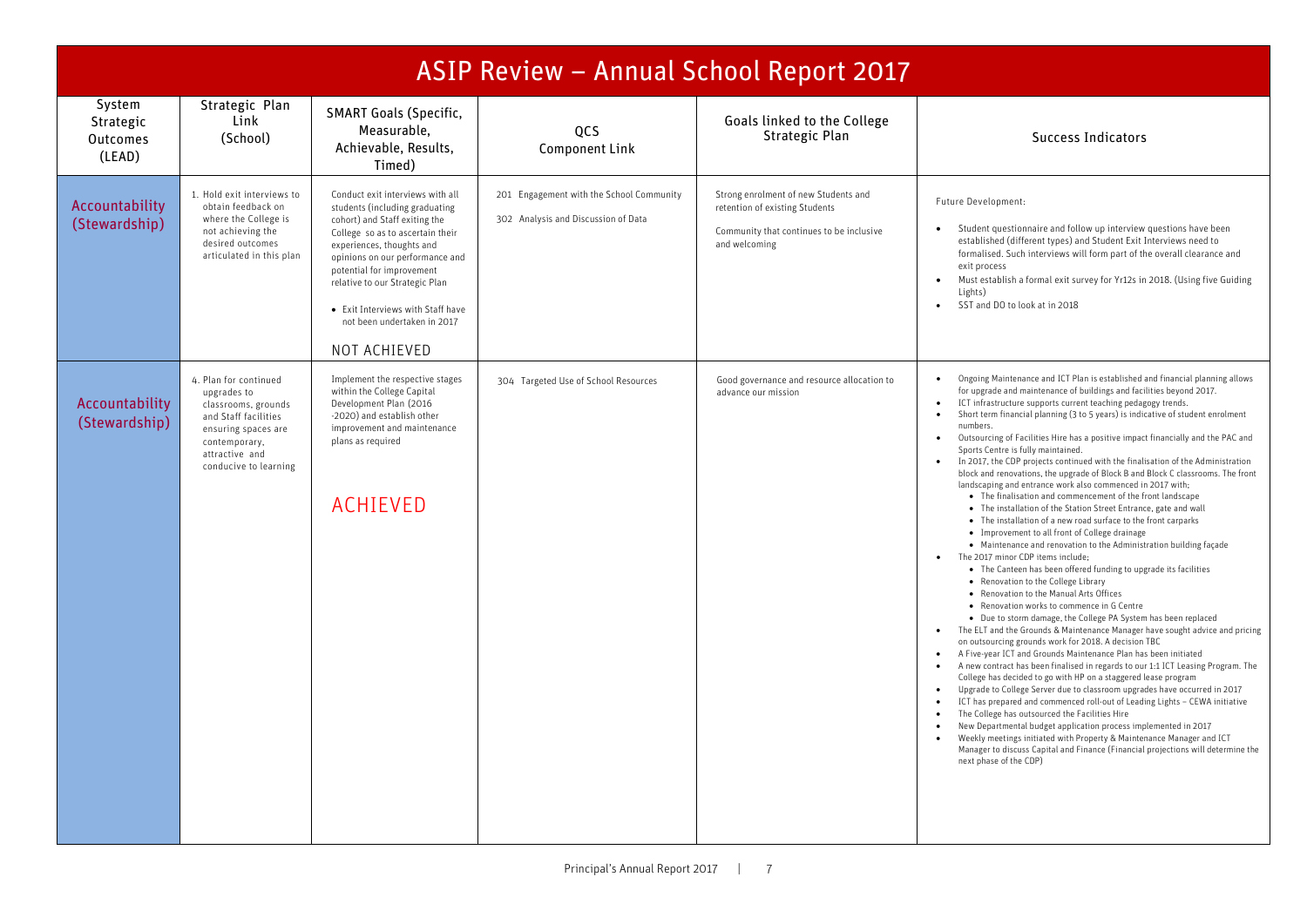# ASIP Review – Annual School Report 2017

| System Strategic Outcomes (LEAD) | Strategic Plan Link (School) | SMART Goals (Specific, Measurable, Achievable, Results, Timed) | QCS Component Link | Goals linked to the College Strategic Plan | Success Indicators |
|---|---|---|---|---|---|
| Accountability (Stewardship) | 1. Hold exit interviews to obtain feedback on where the College is not achieving the desired outcomes articulated in this plan | Conduct exit interviews with all students (including graduating cohort) and Staff exiting the College so as to ascertain their experiences, thoughts and opinions on our performance and potential for improvement relative to our Strategic Plan<br>• Exit Interviews with Staff have not been undertaken in 2017<br>NOT ACHIEVED | 201 Engagement with the School Community<br>302 Analysis and Discussion of Data | Strong enrolment of new Students and retention of existing Students<br>Community that continues to be inclusive and welcoming | Future Development:<br>• Student questionnaire and follow up interview questions have been established (different types) and Student Exit Interviews need to formalised. Such interviews will form part of the overall clearance and exit process<br>• Must establish a formal exit survey for Yr12s in 2018. (Using five Guiding Lights)<br>• SST and DO to look at in 2018 |
| Accountability (Stewardship) | 4. Plan for continued upgrades to classrooms, grounds and Staff facilities ensuring spaces are contemporary, attractive and conducive to learning | Implement the respective stages within the College Capital Development Plan (2016 -2020) and establish other improvement and maintenance plans as required<br>ACHIEVED | 304 Targeted Use of School Resources | Good governance and resource allocation to advance our mission | • Ongoing Maintenance and ICT Plan is established and financial planning allows for upgrade and maintenance of buildings and facilities beyond 2017.<br>• ICT infrastructure supports current teaching pedagogy trends.<br>• Short term financial planning (3 to 5 years) is indicative of student enrolment numbers.<br>• Outsourcing of Facilities Hire has a positive impact financially and the PAC and Sports Centre is fully maintained.<br>• In 2017, the CDP projects continued with the finalisation of the Administration block and renovations, the upgrade of Block B and Block C classrooms. The front landscaping and entrance work also commenced in 2017 with;<br>&nbsp;&nbsp;• The finalisation and commencement of the front landscape<br>&nbsp;&nbsp;• The installation of the Station Street Entrance, gate and wall<br>&nbsp;&nbsp;• The installation of a new road surface to the front carparks<br>&nbsp;&nbsp;• Improvement to all front of College drainage<br>&nbsp;&nbsp;• Maintenance and renovation to the Administration building façade<br>• The 2017 minor CDP items include;<br>&nbsp;&nbsp;• The Canteen has been offered funding to upgrade its facilities<br>&nbsp;&nbsp;• Renovation to the College Library<br>&nbsp;&nbsp;• Renovation to the Manual Arts Offices<br>&nbsp;&nbsp;• Renovation works to commence in G Centre<br>&nbsp;&nbsp;• Due to storm damage, the College PA System has been replaced<br>• The ELT and the Grounds & Maintenance Manager have sought advice and pricing on outsourcing grounds work for 2018. A decision TBC<br>• A Five-year ICT and Grounds Maintenance Plan has been initiated<br>• A new contract has been finalised in regards to our 1:1 ICT Leasing Program. The College has decided to go with HP on a staggered lease program<br>• Upgrade to College Server due to classroom upgrades have occurred in 2017<br>• ICT has prepared and commenced roll-out of Leading Lights – CEWA initiative<br>• The College has outsourced the Facilities Hire<br>• New Departmental budget application process implemented in 2017<br>• Weekly meetings initiated with Property & Maintenance Manager and ICT Manager to discuss Capital and Finance (Financial projections will determine the next phase of the CDP) |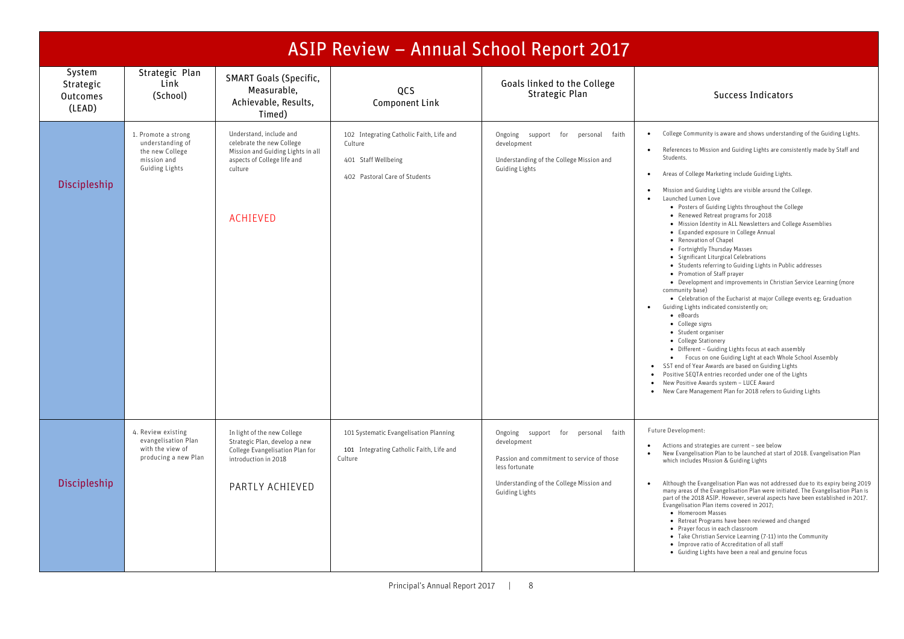# ASIP Review – Annual School Report 2017

| System Strategic Outcomes (LEAD) | Strategic Plan Link (School) | SMART Goals (Specific, Measurable, Achievable, Results, Timed) | QCS Component Link | Goals linked to the College Strategic Plan | Success Indicators |
|---|---|---|---|---|---|
| Discipleship | 1. Promote a strong understanding of the new College mission and Guiding Lights | Understand, include and celebrate the new College Mission and Guiding Lights in all aspects of College life and culture<br><br>ACHIEVED | 102 Integrating Catholic Faith, Life and Culture<br><br>401 Staff Wellbeing<br><br>402 Pastoral Care of Students | Ongoing support for personal faith development<br><br>Understanding of the College Mission and Guiding Lights | • College Community is aware and shows understanding of the Guiding Lights.<br>• References to Mission and Guiding Lights are consistently made by Staff and Students.<br>• Areas of College Marketing include Guiding Lights.<br>• Mission and Guiding Lights are visible around the College.<br>• Launched Lumen Love<br>  • Posters of Guiding Lights throughout the College<br>  • Renewed Retreat programs for 2018<br>  • Mission Identity in ALL Newsletters and College Assemblies<br>  • Expanded exposure in College Annual<br>  • Renovation of Chapel<br>  • Fortnightly Thursday Masses<br>  • Significant Liturgical Celebrations<br>  • Students referring to Guiding Lights in Public addresses<br>  • Promotion of Staff prayer<br>  • Development and improvements in Christian Service Learning (more community base)<br>  • Celebration of the Eucharist at major College events eg; Graduation<br>• Guiding Lights indicated consistently on;<br>  • eBoards<br>  • College signs<br>  • Student organiser<br>  • College Stationery<br>  • Different – Guiding Lights focus at each assembly<br>  • Focus on one Guiding Light at each Whole School Assembly<br>• SST end of Year Awards are based on Guiding Lights<br>• Positive SEQTA entries recorded under one of the Lights<br>• New Positive Awards system – LUCE Award<br>• New Care Management Plan for 2018 refers to Guiding Lights |
| Discipleship | 4. Review existing evangelisation Plan with the view of producing a new Plan | In light of the new College Strategic Plan, develop a new College Evangelisation Plan for introduction in 2018<br><br>PARTLY ACHIEVED | 101 Systematic Evangelisation Planning<br><br>101 Integrating Catholic Faith, Life and Culture | Ongoing support for personal faith development<br><br>Passion and commitment to service of those less fortunate<br><br>Understanding of the College Mission and Guiding Lights | Future Development:<br>• Actions and strategies are current – see below<br>• New Evangelisation Plan to be launched at start of 2018. Evangelisation Plan which includes Mission & Guiding Lights<br>• Although the Evangelisation Plan was not addressed due to its expiry being 2019 many areas of the Evangelisation Plan were initiated. The Evangelisation Plan is part of the 2018 ASIP. However, several aspects have been established in 2017. Evangelisation Plan items covered in 2017;<br>  • Homeroom Masses<br>  • Retreat Programs have been reviewed and changed<br>  • Prayer focus in each classroom<br>  • Take Christian Service Learning (7-11) into the Community<br>  • Improve ratio of Accreditation of all staff<br>  • Guiding Lights have been a real and genuine focus |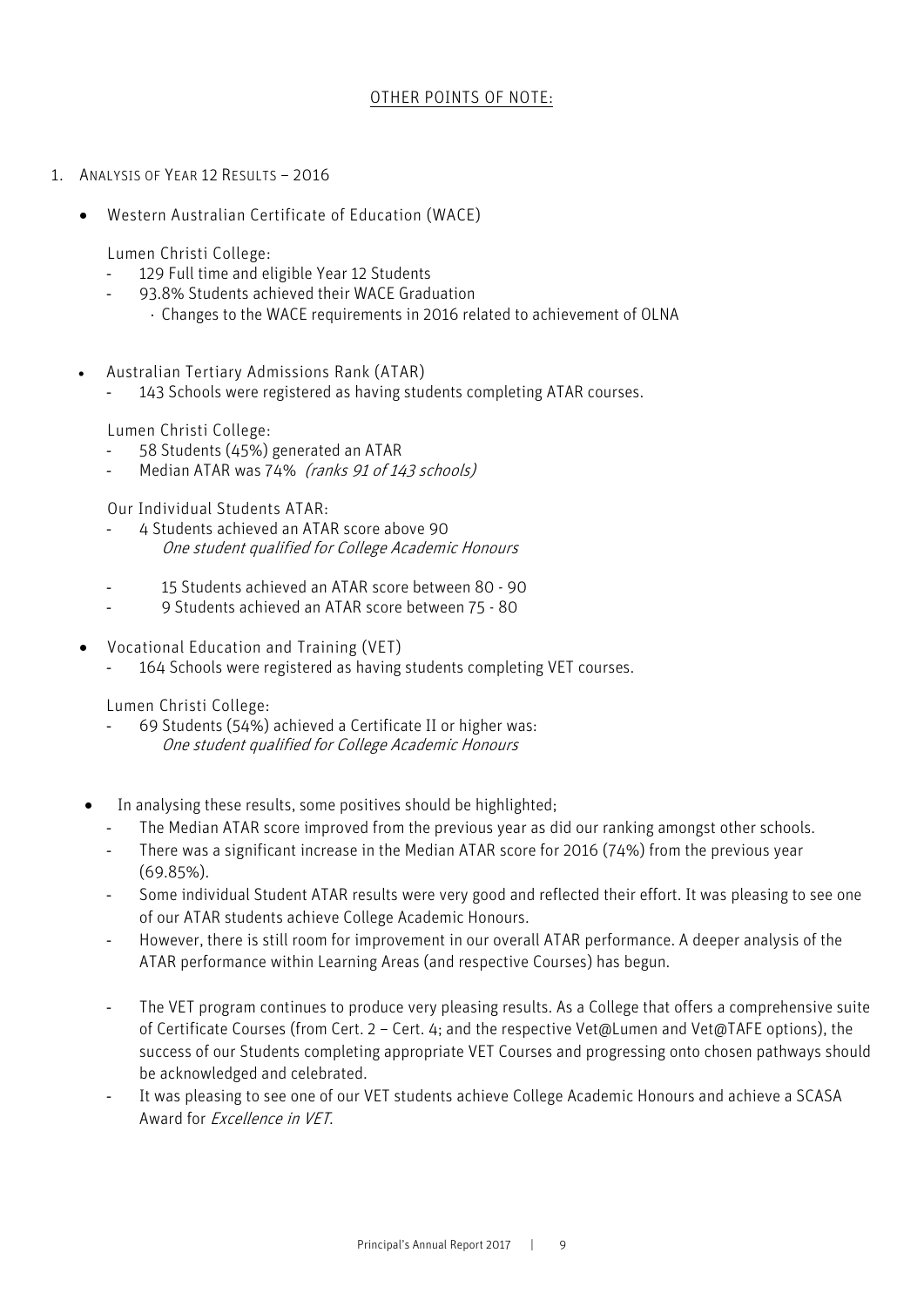## OTHER POINTS OF NOTE:

1. ANALYSIS OF YEAR 12 RESULTS – 2016

- Western Australian Certificate of Education (WACE)

  Lumen Christi College:
  - 129 Full time and eligible Year 12 Students
  - 93.8% Students achieved their WACE Graduation
    - Changes to the WACE requirements in 2016 related to achievement of OLNA

- Australian Tertiary Admissions Rank (ATAR)
  - 143 Schools were registered as having students completing ATAR courses.

  Lumen Christi College:
  - 58 Students (45%) generated an ATAR
  - Median ATAR was 74% *(ranks 91 of 143 schools)*

  Our Individual Students ATAR:
  - 4 Students achieved an ATAR score above 90
    *One student qualified for College Academic Honours*
  - 15 Students achieved an ATAR score between 80 - 90
  - 9 Students achieved an ATAR score between 75 - 80

- Vocational Education and Training (VET)
  - 164 Schools were registered as having students completing VET courses.

  Lumen Christi College:
  - 69 Students (54%) achieved a Certificate II or higher was:
    *One student qualified for College Academic Honours*

- In analysing these results, some positives should be highlighted;
  - The Median ATAR score improved from the previous year as did our ranking amongst other schools.
  - There was a significant increase in the Median ATAR score for 2016 (74%) from the previous year (69.85%).
  - Some individual Student ATAR results were very good and reflected their effort. It was pleasing to see one of our ATAR students achieve College Academic Honours.
  - However, there is still room for improvement in our overall ATAR performance. A deeper analysis of the ATAR performance within Learning Areas (and respective Courses) has begun.
  - The VET program continues to produce very pleasing results. As a College that offers a comprehensive suite of Certificate Courses (from Cert. 2 – Cert. 4; and the respective Vet@Lumen and Vet@TAFE options), the success of our Students completing appropriate VET Courses and progressing onto chosen pathways should be acknowledged and celebrated.
  - It was pleasing to see one of our VET students achieve College Academic Honours and achieve a SCASA Award for *Excellence in VET*.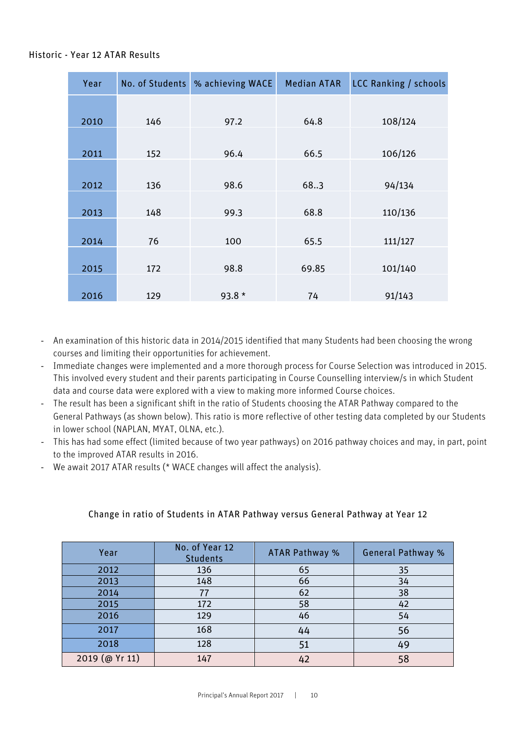Historic - Year 12 ATAR Results

| Year | No. of Students | % achieving WACE | Median ATAR | LCC Ranking / schools |
|---|---|---|---|---|
| 2010 | 146 | 97.2 | 64.8 | 108/124 |
| 2011 | 152 | 96.4 | 66.5 | 106/126 |
| 2012 | 136 | 98.6 | 68..3 | 94/134 |
| 2013 | 148 | 99.3 | 68.8 | 110/136 |
| 2014 | 76 | 100 | 65.5 | 111/127 |
| 2015 | 172 | 98.8 | 69.85 | 101/140 |
| 2016 | 129 | 93.8 * | 74 | 91/143 |

- An examination of this historic data in 2014/2015 identified that many Students had been choosing the wrong courses and limiting their opportunities for achievement.
- Immediate changes were implemented and a more thorough process for Course Selection was introduced in 2015. This involved every student and their parents participating in Course Counselling interview/s in which Student data and course data were explored with a view to making more informed Course choices.
- The result has been a significant shift in the ratio of Students choosing the ATAR Pathway compared to the General Pathways (as shown below). This ratio is more reflective of other testing data completed by our Students in lower school (NAPLAN, MYAT, OLNA, etc.).
- This has had some effect (limited because of two year pathways) on 2016 pathway choices and may, in part, point to the improved ATAR results in 2016.
- We await 2017 ATAR results (* WACE changes will affect the analysis).

Change in ratio of Students in ATAR Pathway versus General Pathway at Year 12

| Year | No. of Year 12 Students | ATAR Pathway % | General Pathway % |
|---|---|---|---|
| 2012 | 136 | 65 | 35 |
| 2013 | 148 | 66 | 34 |
| 2014 | 77 | 62 | 38 |
| 2015 | 172 | 58 | 42 |
| 2016 | 129 | 46 | 54 |
| 2017 | 168 | 44 | 56 |
| 2018 | 128 | 51 | 49 |
| 2019 (@ Yr 11) | 147 | 42 | 58 |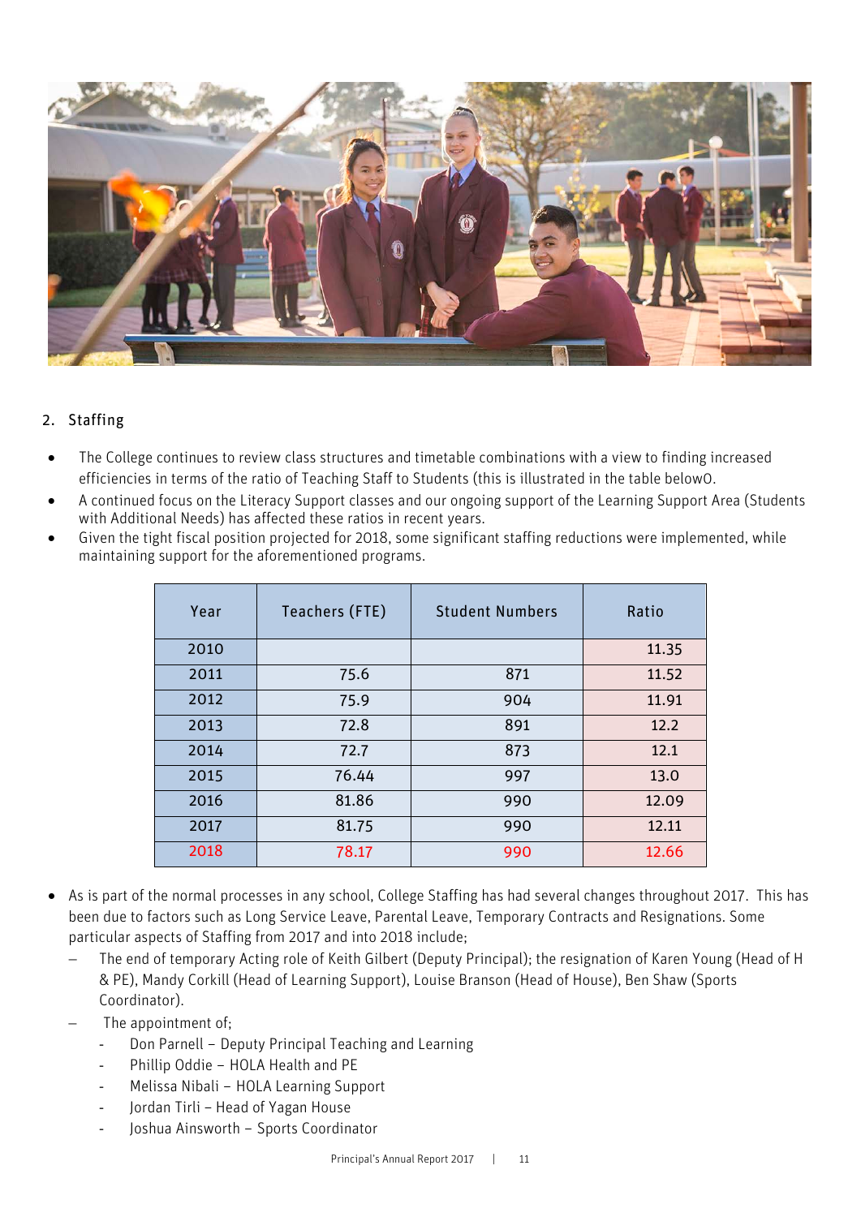## 2. Staffing

- The College continues to review class structures and timetable combinations with a view to finding increased efficiencies in terms of the ratio of Teaching Staff to Students (this is illustrated in the table below0.
- A continued focus on the Literacy Support classes and our ongoing support of the Learning Support Area (Students with Additional Needs) has affected these ratios in recent years.
- Given the tight fiscal position projected for 2018, some significant staffing reductions were implemented, while maintaining support for the aforementioned programs.

| Year | Teachers (FTE) | Student Numbers | Ratio |
|---|---|---|---|
| 2010 | | | 11.35 |
| 2011 | 75.6 | 871 | 11.52 |
| 2012 | 75.9 | 904 | 11.91 |
| 2013 | 72.8 | 891 | 12.2 |
| 2014 | 72.7 | 873 | 12.1 |
| 2015 | 76.44 | 997 | 13.0 |
| 2016 | 81.86 | 990 | 12.09 |
| 2017 | 81.75 | 990 | 12.11 |
| 2018 | 78.17 | 990 | 12.66 |

- As is part of the normal processes in any school, College Staffing has had several changes throughout 2017. This has been due to factors such as Long Service Leave, Parental Leave, Temporary Contracts and Resignations. Some particular aspects of Staffing from 2017 and into 2018 include;
  - The end of temporary Acting role of Keith Gilbert (Deputy Principal); the resignation of Karen Young (Head of H & PE), Mandy Corkill (Head of Learning Support), Louise Branson (Head of House), Ben Shaw (Sports Coordinator).
  - The appointment of;
    - Don Parnell – Deputy Principal Teaching and Learning
    - Phillip Oddie – HOLA Health and PE
    - Melissa Nibali – HOLA Learning Support
    - Jordan Tirli – Head of Yagan House
    - Joshua Ainsworth – Sports Coordinator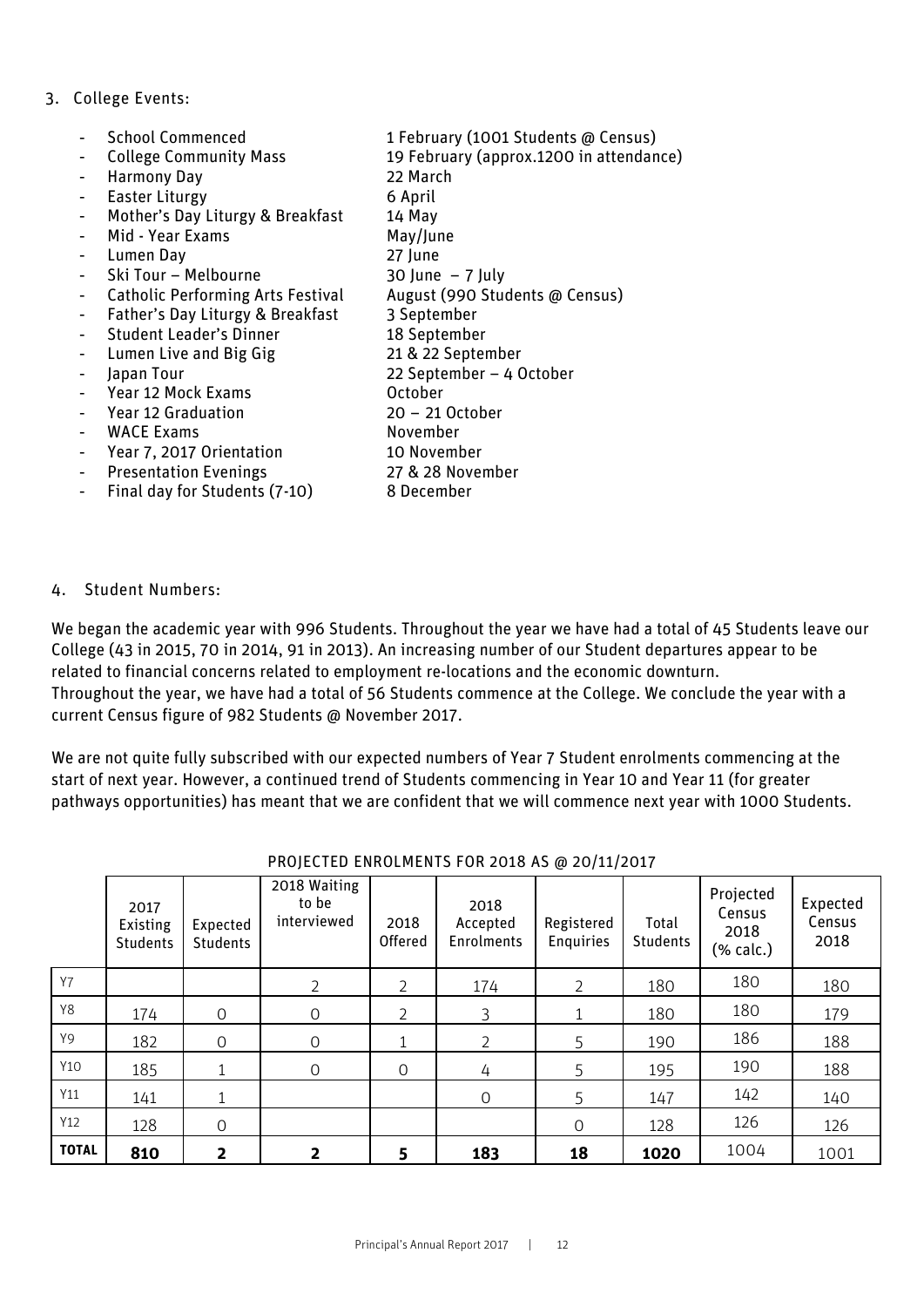3. College Events:

- School Commenced 1 February (1001 Students @ Census)
- College Community Mass 19 February (approx.1200 in attendance)
- Harmony Day 22 March
- Easter Liturgy 6 April
- Mother's Day Liturgy & Breakfast 14 May
- Mid - Year Exams May/June
- Lumen Day 27 June
- Ski Tour – Melbourne 30 June – 7 July
- Catholic Performing Arts Festival August (990 Students @ Census)
- Father's Day Liturgy & Breakfast 3 September
- Student Leader's Dinner 18 September
- Lumen Live and Big Gig 21 & 22 September
- Japan Tour 22 September – 4 October
- Year 12 Mock Exams October
- Year 12 Graduation 20 – 21 October
- WACE Exams November
- Year 7, 2017 Orientation 10 November
- Presentation Evenings 27 & 28 November
- Final day for Students (7-10) 8 December

4. Student Numbers:

We began the academic year with 996 Students. Throughout the year we have had a total of 45 Students leave our College (43 in 2015, 70 in 2014, 91 in 2013). An increasing number of our Student departures appear to be related to financial concerns related to employment re-locations and the economic downturn.
Throughout the year, we have had a total of 56 Students commence at the College. We conclude the year with a current Census figure of 982 Students @ November 2017.

We are not quite fully subscribed with our expected numbers of Year 7 Student enrolments commencing at the start of next year. However, a continued trend of Students commencing in Year 10 and Year 11 (for greater pathways opportunities) has meant that we are confident that we will commence next year with 1000 Students.

PROJECTED ENROLMENTS FOR 2018 AS @ 20/11/2017

| | 2017 Existing Students | Expected Students | 2018 Waiting to be interviewed | 2018 Offered | 2018 Accepted Enrolments | Registered Enquiries | Total Students | Projected Census 2018 (% calc.) | Expected Census 2018 |
|---|---|---|---|---|---|---|---|---|---|
| Y7 | | | 2 | 2 | 174 | 2 | 180 | 180 | 180 |
| Y8 | 174 | 0 | 0 | 2 | 3 | 1 | 180 | 180 | 179 |
| Y9 | 182 | 0 | 0 | 1 | 2 | 5 | 190 | 186 | 188 |
| Y10 | 185 | 1 | 0 | 0 | 4 | 5 | 195 | 190 | 188 |
| Y11 | 141 | 1 | | | 0 | 5 | 147 | 142 | 140 |
| Y12 | 128 | 0 | | | | 0 | 128 | 126 | 126 |
| **TOTAL** | **810** | **2** | **2** | **5** | **183** | **18** | **1020** | 1004 | 1001 |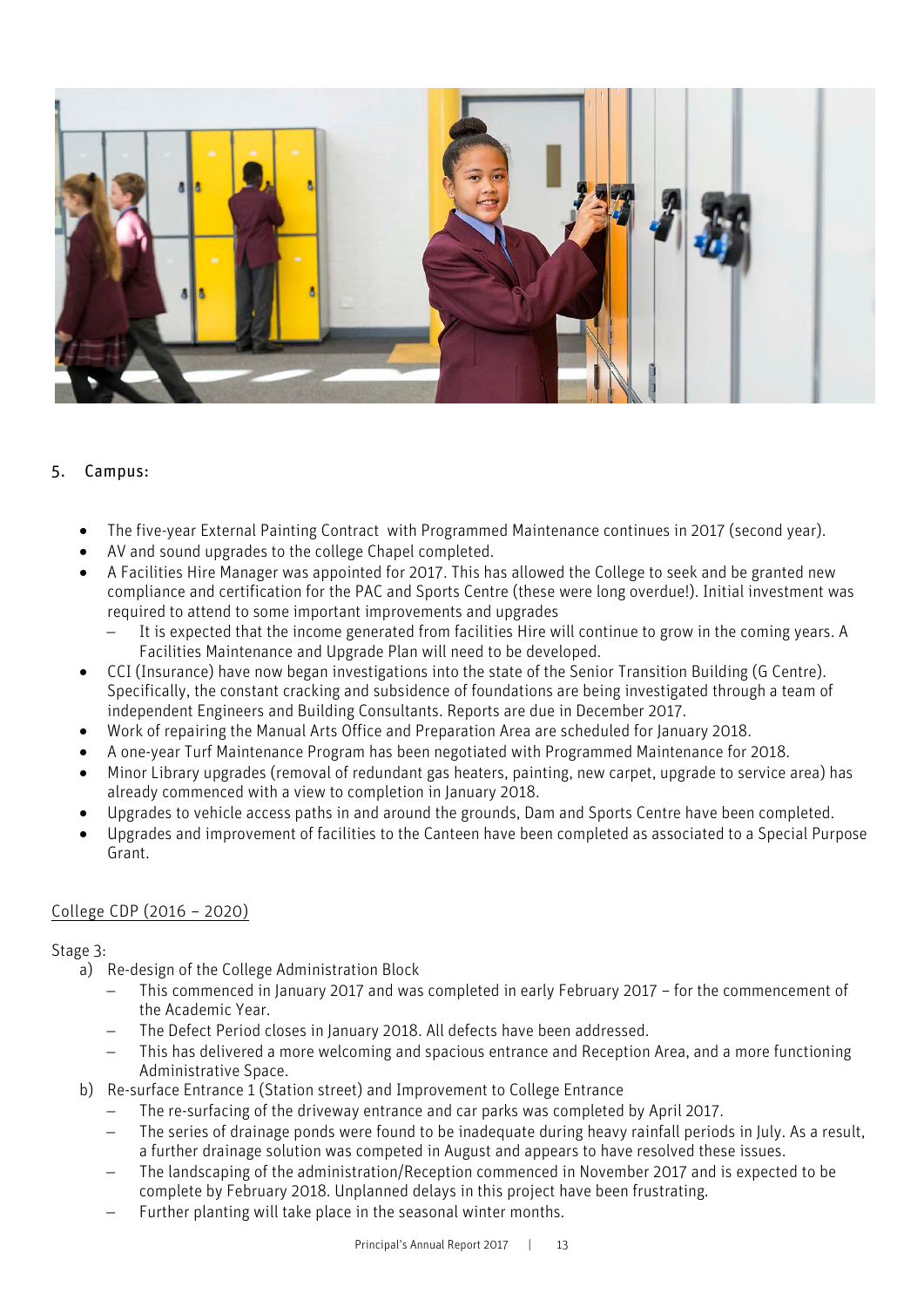## 5. Campus:

- The five-year External Painting Contract with Programmed Maintenance continues in 2017 (second year).
- AV and sound upgrades to the college Chapel completed.
- A Facilities Hire Manager was appointed for 2017. This has allowed the College to seek and be granted new compliance and certification for the PAC and Sports Centre (these were long overdue!). Initial investment was required to attend to some important improvements and upgrades
  - It is expected that the income generated from facilities Hire will continue to grow in the coming years. A Facilities Maintenance and Upgrade Plan will need to be developed.
- CCI (Insurance) have now began investigations into the state of the Senior Transition Building (G Centre). Specifically, the constant cracking and subsidence of foundations are being investigated through a team of independent Engineers and Building Consultants. Reports are due in December 2017.
- Work of repairing the Manual Arts Office and Preparation Area are scheduled for January 2018.
- A one-year Turf Maintenance Program has been negotiated with Programmed Maintenance for 2018.
- Minor Library upgrades (removal of redundant gas heaters, painting, new carpet, upgrade to service area) has already commenced with a view to completion in January 2018.
- Upgrades to vehicle access paths in and around the grounds, Dam and Sports Centre have been completed.
- Upgrades and improvement of facilities to the Canteen have been completed as associated to a Special Purpose Grant.

<u>College CDP (2016 – 2020)</u>

Stage 3:

a) Re-design of the College Administration Block
   - This commenced in January 2017 and was completed in early February 2017 – for the commencement of the Academic Year.
   - The Defect Period closes in January 2018. All defects have been addressed.
   - This has delivered a more welcoming and spacious entrance and Reception Area, and a more functioning Administrative Space.

b) Re-surface Entrance 1 (Station street) and Improvement to College Entrance
   - The re-surfacing of the driveway entrance and car parks was completed by April 2017.
   - The series of drainage ponds were found to be inadequate during heavy rainfall periods in July. As a result, a further drainage solution was competed in August and appears to have resolved these issues.
   - The landscaping of the administration/Reception commenced in November 2017 and is expected to be complete by February 2018. Unplanned delays in this project have been frustrating.
   - Further planting will take place in the seasonal winter months.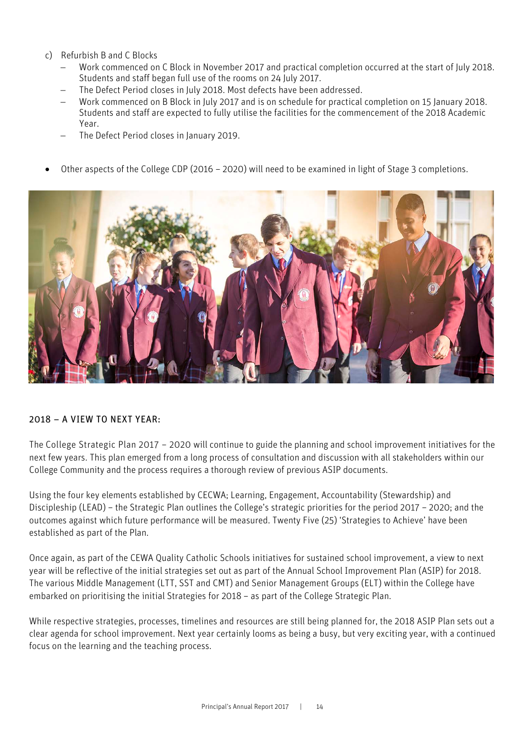c) Refurbish B and C Blocks
   - Work commenced on C Block in November 2017 and practical completion occurred at the start of July 2018. Students and staff began full use of the rooms on 24 July 2017.
   - The Defect Period closes in July 2018. Most defects have been addressed.
   - Work commenced on B Block in July 2017 and is on schedule for practical completion on 15 January 2018. Students and staff are expected to fully utilise the facilities for the commencement of the 2018 Academic Year.
   - The Defect Period closes in January 2019.

- Other aspects of the College CDP (2016 – 2020) will need to be examined in light of Stage 3 completions.

## 2018 – A VIEW TO NEXT YEAR:

The College Strategic Plan 2017 – 2020 will continue to guide the planning and school improvement initiatives for the next few years. This plan emerged from a long process of consultation and discussion with all stakeholders within our College Community and the process requires a thorough review of previous ASIP documents.

Using the four key elements established by CECWA; Learning, Engagement, Accountability (Stewardship) and Discipleship (LEAD) – the Strategic Plan outlines the College's strategic priorities for the period 2017 – 2020; and the outcomes against which future performance will be measured. Twenty Five (25) 'Strategies to Achieve' have been established as part of the Plan.

Once again, as part of the CEWA Quality Catholic Schools initiatives for sustained school improvement, a view to next year will be reflective of the initial strategies set out as part of the Annual School Improvement Plan (ASIP) for 2018. The various Middle Management (LTT, SST and CMT) and Senior Management Groups (ELT) within the College have embarked on prioritising the initial Strategies for 2018 – as part of the College Strategic Plan.

While respective strategies, processes, timelines and resources are still being planned for, the 2018 ASIP Plan sets out a clear agenda for school improvement. Next year certainly looms as being a busy, but very exciting year, with a continued focus on the learning and the teaching process.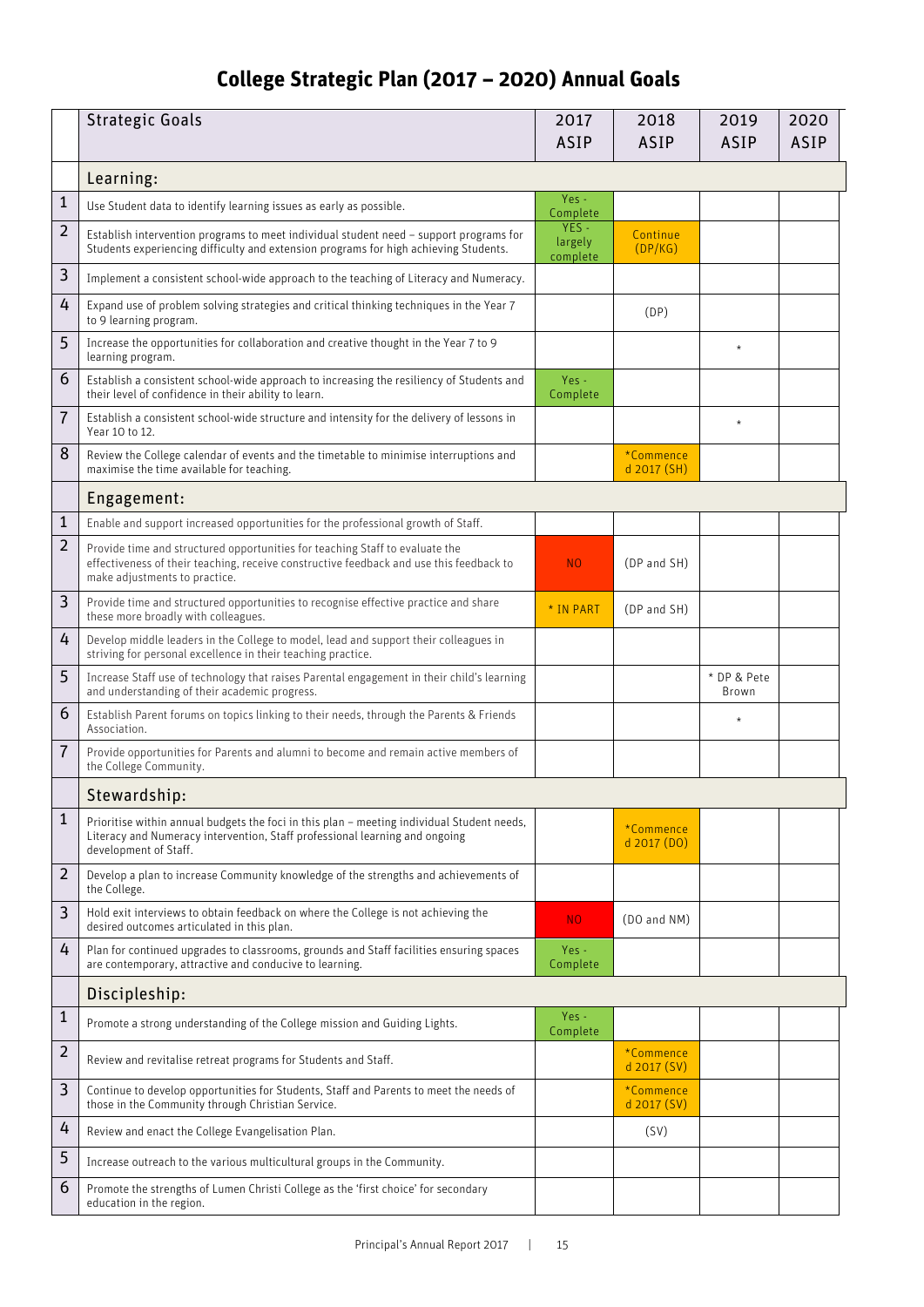# College Strategic Plan (2017 – 2020) Annual Goals

| | Strategic Goals | 2017 ASIP | 2018 ASIP | 2019 ASIP | 2020 ASIP |
|---|---|---|---|---|---|
| | **Learning:** | | | | |
| 1 | Use Student data to identify learning issues as early as possible. | Yes - Complete | | | |
| 2 | Establish intervention programs to meet individual student need – support programs for Students experiencing difficulty and extension programs for high achieving Students. | YES - largely complete | Continue (DP/KG) | | |
| 3 | Implement a consistent school-wide approach to the teaching of Literacy and Numeracy. | | | | |
| 4 | Expand use of problem solving strategies and critical thinking techniques in the Year 7 to 9 learning program. | | (DP) | | |
| 5 | Increase the opportunities for collaboration and creative thought in the Year 7 to 9 learning program. | | | * | |
| 6 | Establish a consistent school-wide approach to increasing the resiliency of Students and their level of confidence in their ability to learn. | Yes - Complete | | | |
| 7 | Establish a consistent school-wide structure and intensity for the delivery of lessons in Year 10 to 12. | | | * | |
| 8 | Review the College calendar of events and the timetable to minimise interruptions and maximise the time available for teaching. | | *Commenced 2017 (SH) | | |
| | **Engagement:** | | | | |
| 1 | Enable and support increased opportunities for the professional growth of Staff. | | | | |
| 2 | Provide time and structured opportunities for teaching Staff to evaluate the effectiveness of their teaching, receive constructive feedback and use this feedback to make adjustments to practice. | NO | (DP and SH) | | |
| 3 | Provide time and structured opportunities to recognise effective practice and share these more broadly with colleagues. | * IN PART | (DP and SH) | | |
| 4 | Develop middle leaders in the College to model, lead and support their colleagues in striving for personal excellence in their teaching practice. | | | | |
| 5 | Increase Staff use of technology that raises Parental engagement in their child's learning and understanding of their academic progress. | | | * DP & Pete Brown | |
| 6 | Establish Parent forums on topics linking to their needs, through the Parents & Friends Association. | | | * | |
| 7 | Provide opportunities for Parents and alumni to become and remain active members of the College Community. | | | | |
| | **Stewardship:** | | | | |
| 1 | Prioritise within annual budgets the foci in this plan – meeting individual Student needs, Literacy and Numeracy intervention, Staff professional learning and ongoing development of Staff. | | *Commenced 2017 (DO) | | |
| 2 | Develop a plan to increase Community knowledge of the strengths and achievements of the College. | | | | |
| 3 | Hold exit interviews to obtain feedback on where the College is not achieving the desired outcomes articulated in this plan. | NO | (DO and NM) | | |
| 4 | Plan for continued upgrades to classrooms, grounds and Staff facilities ensuring spaces are contemporary, attractive and conducive to learning. | Yes - Complete | | | |
| | **Discipleship:** | | | | |
| 1 | Promote a strong understanding of the College mission and Guiding Lights. | Yes - Complete | | | |
| 2 | Review and revitalise retreat programs for Students and Staff. | | *Commenced 2017 (SV) | | |
| 3 | Continue to develop opportunities for Students, Staff and Parents to meet the needs of those in the Community through Christian Service. | | *Commenced 2017 (SV) | | |
| 4 | Review and enact the College Evangelisation Plan. | | (SV) | | |
| 5 | Increase outreach to the various multicultural groups in the Community. | | | | |
| 6 | Promote the strengths of Lumen Christi College as the 'first choice' for secondary education in the region. | | | | |

Principal's Annual Report 2017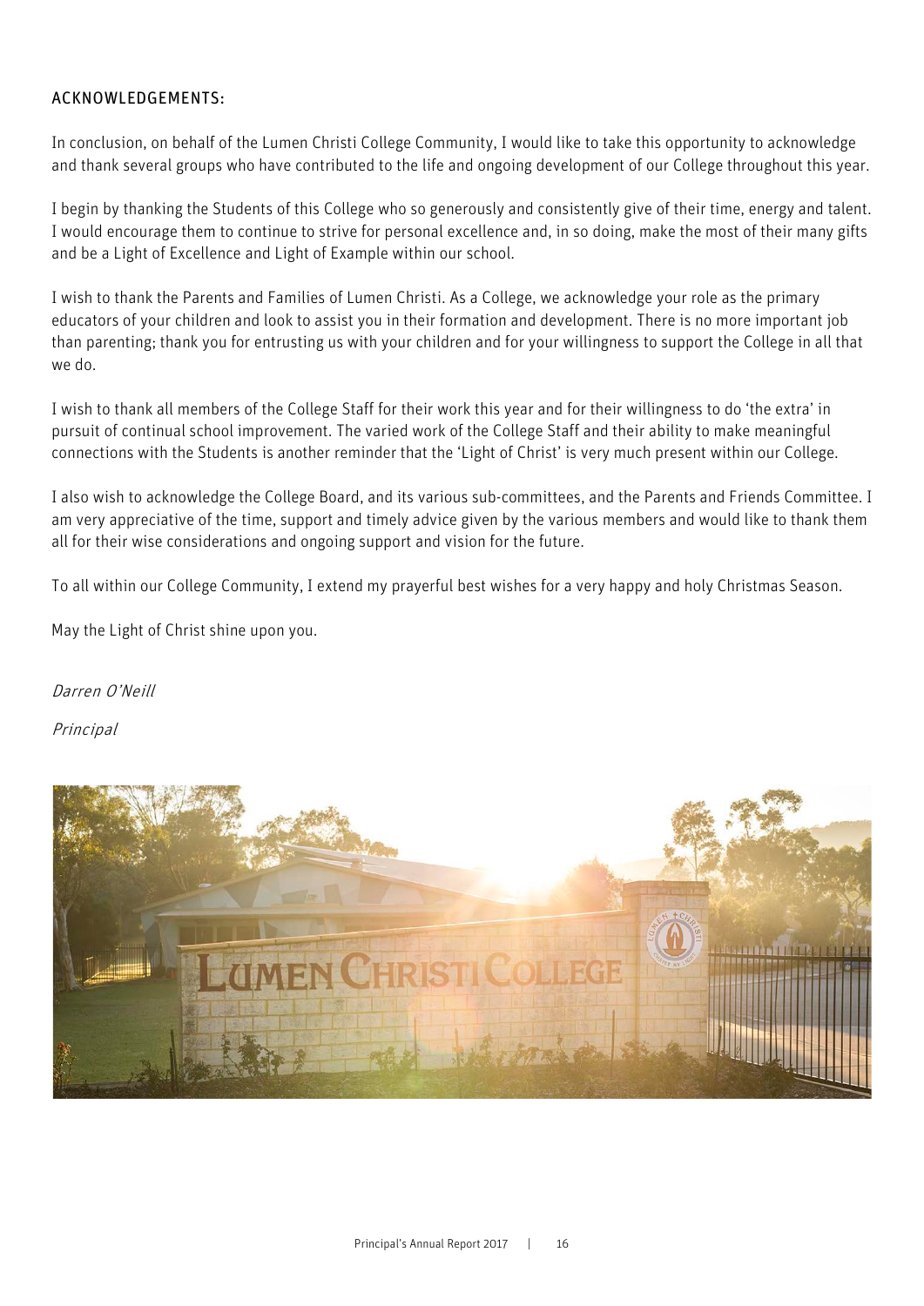## ACKNOWLEDGEMENTS:

In conclusion, on behalf of the Lumen Christi College Community, I would like to take this opportunity to acknowledge and thank several groups who have contributed to the life and ongoing development of our College throughout this year.

I begin by thanking the Students of this College who so generously and consistently give of their time, energy and talent. I would encourage them to continue to strive for personal excellence and, in so doing, make the most of their many gifts and be a Light of Excellence and Light of Example within our school.

I wish to thank the Parents and Families of Lumen Christi. As a College, we acknowledge your role as the primary educators of your children and look to assist you in their formation and development. There is no more important job than parenting; thank you for entrusting us with your children and for your willingness to support the College in all that we do.

I wish to thank all members of the College Staff for their work this year and for their willingness to do 'the extra' in pursuit of continual school improvement. The varied work of the College Staff and their ability to make meaningful connections with the Students is another reminder that the 'Light of Christ' is very much present within our College.

I also wish to acknowledge the College Board, and its various sub-committees, and the Parents and Friends Committee. I am very appreciative of the time, support and timely advice given by the various members and would like to thank them all for their wise considerations and ongoing support and vision for the future.

To all within our College Community, I extend my prayerful best wishes for a very happy and holy Christmas Season.

May the Light of Christ shine upon you.

*Darren O'Neill*

*Principal*